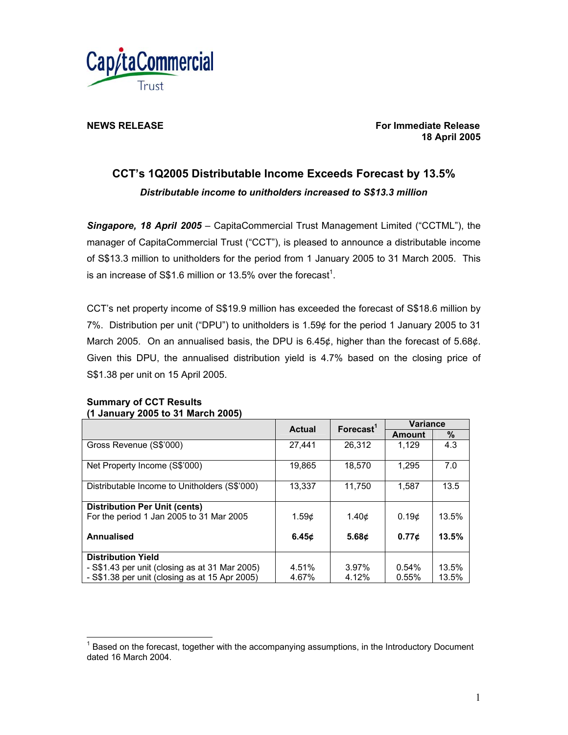CapitaCommercial Trust

**NEWS RELEASE**

**For Immediate Release**
**18 April 2005**

## CCT's 1Q2005 Distributable Income Exceeds Forecast by 13.5%

***Distributable income to unitholders increased to S$13.3 million***

***Singapore, 18 April 2005*** – CapitaCommercial Trust Management Limited ("CCTML"), the manager of CapitaCommercial Trust ("CCT"), is pleased to announce a distributable income of S$13.3 million to unitholders for the period from 1 January 2005 to 31 March 2005. This is an increase of S$1.6 million or 13.5% over the forecast[1].

CCT's net property income of S$19.9 million has exceeded the forecast of S$18.6 million by 7%. Distribution per unit ("DPU") to unitholders is 1.59¢ for the period 1 January 2005 to 31 March 2005. On an annualised basis, the DPU is 6.45¢, higher than the forecast of 5.68¢. Given this DPU, the annualised distribution yield is 4.7% based on the closing price of S$1.38 per unit on 15 April 2005.

**Summary of CCT Results**
**(1 January 2005 to 31 March 2005)**

| | Actual | Forecast[1] | Variance | |
|---|---|---|---|---|
| | | | **Amount** | **%** |
| Gross Revenue (S$'000) | 27,441 | 26,312 | 1,129 | 4.3 |
| Net Property Income (S$'000) | 19,865 | 18,570 | 1,295 | 7.0 |
| Distributable Income to Unitholders (S$'000) | 13,337 | 11,750 | 1,587 | 13.5 |
| **Distribution Per Unit (cents)** | | | | |
| For the period 1 Jan 2005 to 31 Mar 2005 | 1.59¢ | 1.40¢ | 0.19¢ | 13.5% |
| **Annualised** | **6.45¢** | **5.68¢** | **0.77¢** | **13.5%** |
| **Distribution Yield** | | | | |
| - S$1.43 per unit (closing as at 31 Mar 2005) | 4.51% | 3.97% | 0.54% | 13.5% |
| - S$1.38 per unit (closing as at 15 Apr 2005) | 4.67% | 4.12% | 0.55% | 13.5% |

[1] Based on the forecast, together with the accompanying assumptions, in the Introductory Document dated 16 March 2004.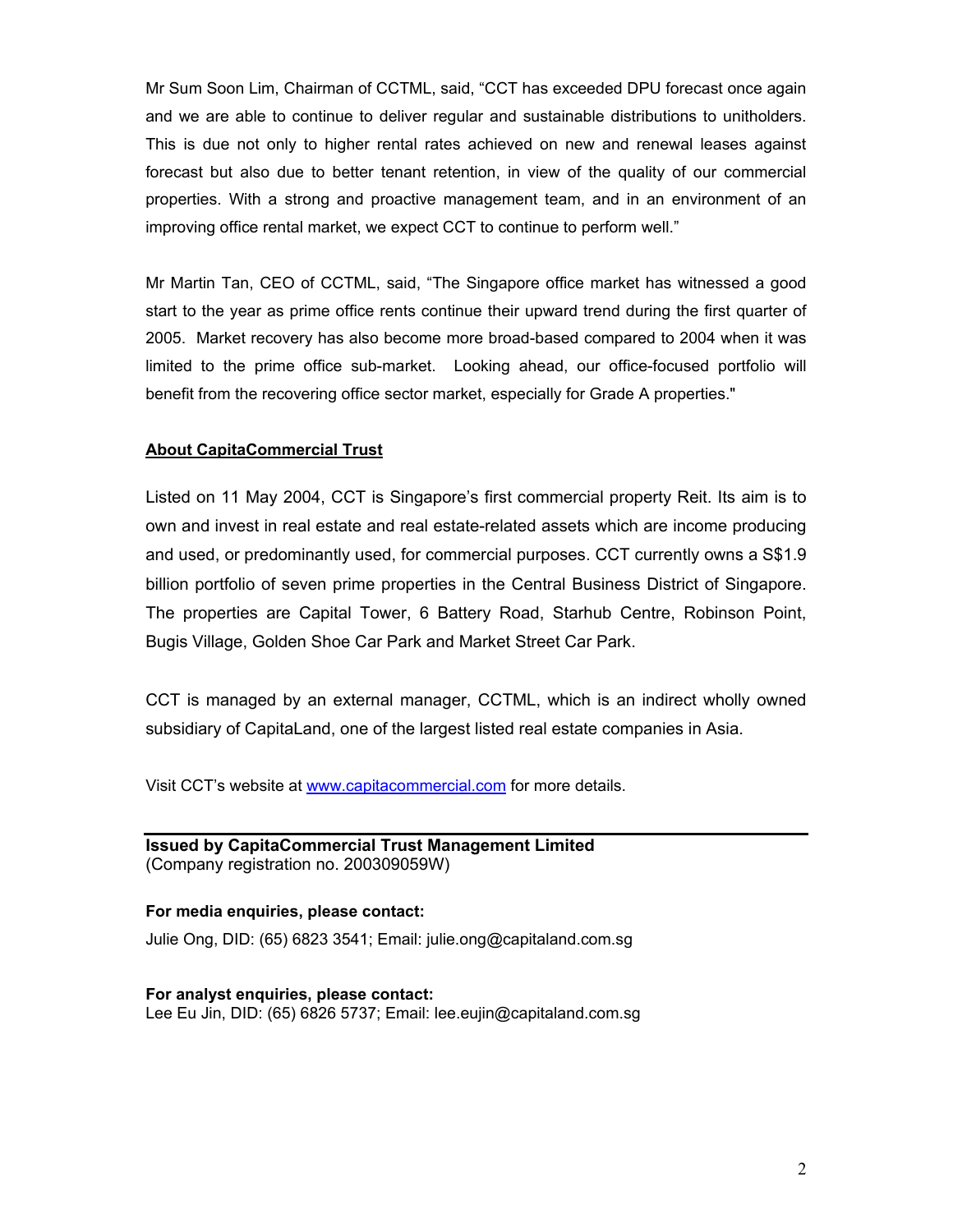Mr Sum Soon Lim, Chairman of CCTML, said, "CCT has exceeded DPU forecast once again and we are able to continue to deliver regular and sustainable distributions to unitholders. This is due not only to higher rental rates achieved on new and renewal leases against forecast but also due to better tenant retention, in view of the quality of our commercial properties. With a strong and proactive management team, and in an environment of an improving office rental market, we expect CCT to continue to perform well."

Mr Martin Tan, CEO of CCTML, said, "The Singapore office market has witnessed a good start to the year as prime office rents continue their upward trend during the first quarter of 2005. Market recovery has also become more broad-based compared to 2004 when it was limited to the prime office sub-market. Looking ahead, our office-focused portfolio will benefit from the recovering office sector market, especially for Grade A properties."

**<u>About CapitaCommercial Trust</u>**

Listed on 11 May 2004, CCT is Singapore's first commercial property Reit. Its aim is to own and invest in real estate and real estate-related assets which are income producing and used, or predominantly used, for commercial purposes. CCT currently owns a S$1.9 billion portfolio of seven prime properties in the Central Business District of Singapore. The properties are Capital Tower, 6 Battery Road, Starhub Centre, Robinson Point, Bugis Village, Golden Shoe Car Park and Market Street Car Park.

CCT is managed by an external manager, CCTML, which is an indirect wholly owned subsidiary of CapitaLand, one of the largest listed real estate companies in Asia.

Visit CCT's website at [www.capitacommercial.com](http://www.capitacommercial.com) for more details.

---

**Issued by CapitaCommercial Trust Management Limited**
(Company registration no. 200309059W)

**For media enquiries, please contact:**

Julie Ong, DID: (65) 6823 3541; Email: julie.ong@capitaland.com.sg

**For analyst enquiries, please contact:**
Lee Eu Jin, DID: (65) 6826 5737; Email: lee.eujin@capitaland.com.sg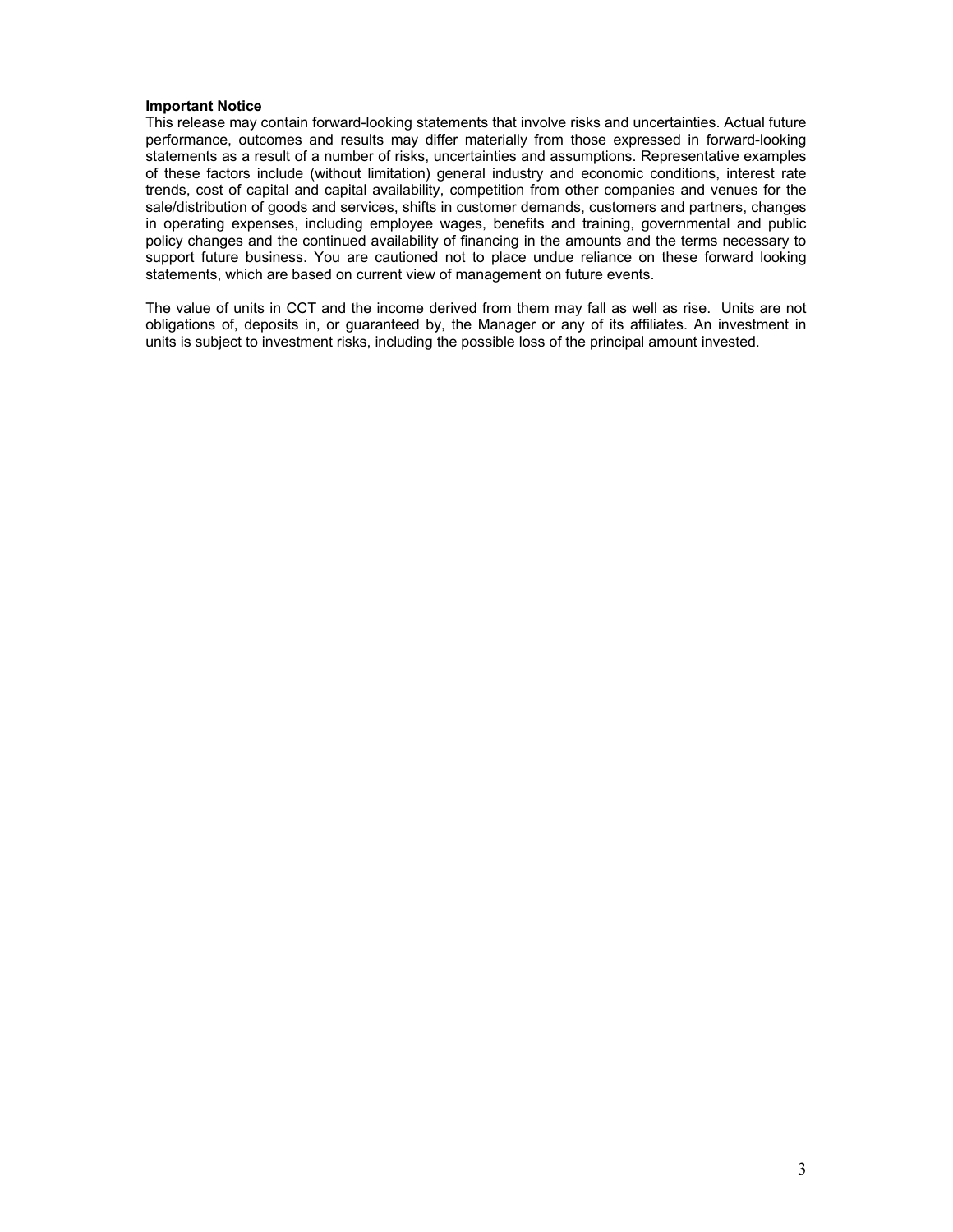**Important Notice**

This release may contain forward-looking statements that involve risks and uncertainties. Actual future performance, outcomes and results may differ materially from those expressed in forward-looking statements as a result of a number of risks, uncertainties and assumptions. Representative examples of these factors include (without limitation) general industry and economic conditions, interest rate trends, cost of capital and capital availability, competition from other companies and venues for the sale/distribution of goods and services, shifts in customer demands, customers and partners, changes in operating expenses, including employee wages, benefits and training, governmental and public policy changes and the continued availability of financing in the amounts and the terms necessary to support future business. You are cautioned not to place undue reliance on these forward looking statements, which are based on current view of management on future events.

The value of units in CCT and the income derived from them may fall as well as rise. Units are not obligations of, deposits in, or guaranteed by, the Manager or any of its affiliates. An investment in units is subject to investment risks, including the possible loss of the principal amount invested.